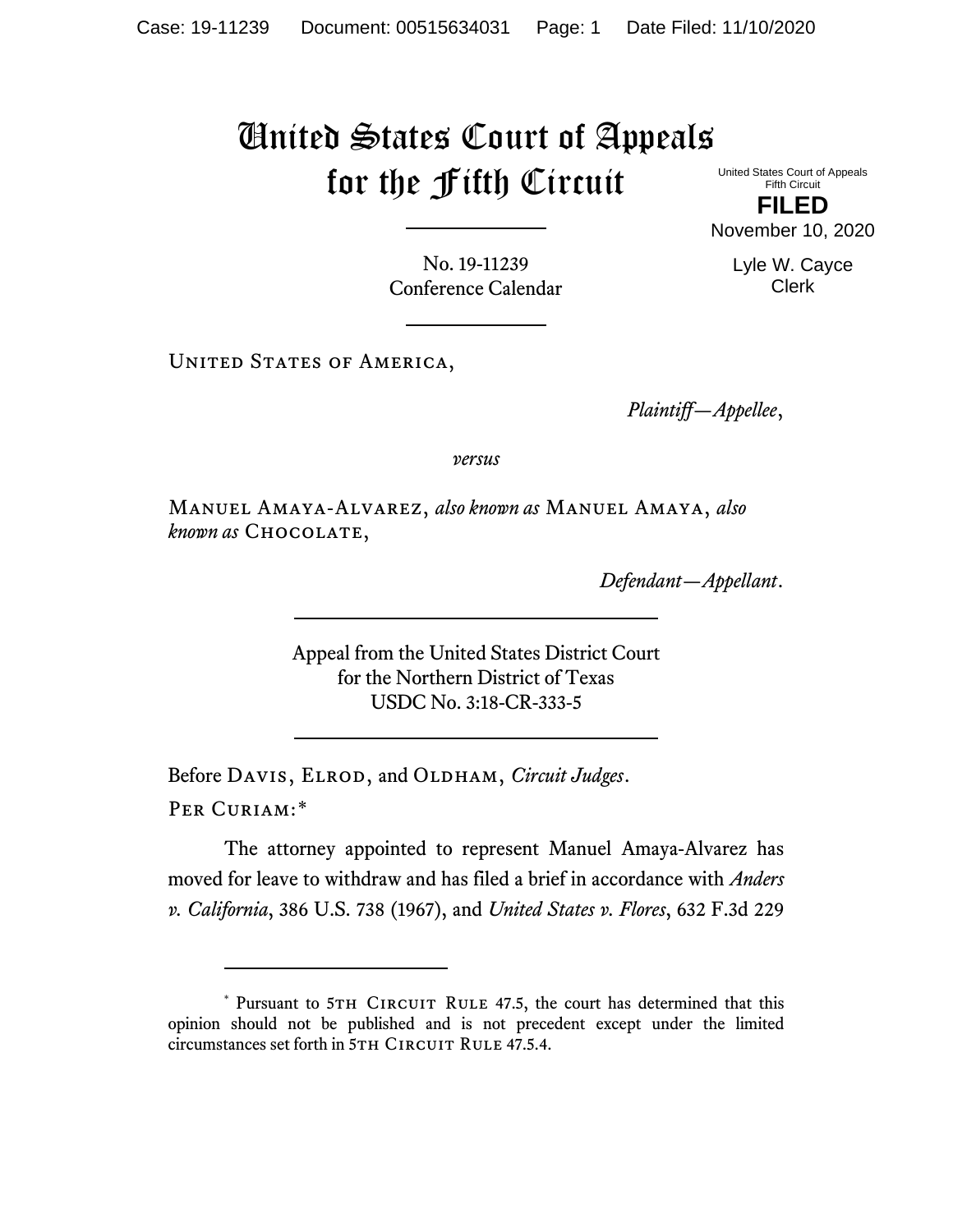# United States Court of Appeals for the Fifth Circuit

United States Court of Appeals
Fifth Circuit

**FILED**

November 10, 2020

Lyle W. Cayce
Clerk

No. 19-11239
Conference Calendar

---

United States of America,

*Plaintiff—Appellee*,

*versus*

Manuel Amaya-Alvarez, *also known as* Manuel Amaya, *also known as* Chocolate,

*Defendant—Appellant*.

---

Appeal from the United States District Court
for the Northern District of Texas
USDC No. 3:18-CR-333-5

---

Before Davis, Elrod, and Oldham, *Circuit Judges*.

Per Curiam:*

The attorney appointed to represent Manuel Amaya-Alvarez has moved for leave to withdraw and has filed a brief in accordance with *Anders v. California*, 386 U.S. 738 (1967), and *United States v. Flores*, 632 F.3d 229

---

\* Pursuant to 5th Circuit Rule 47.5, the court has determined that this opinion should not be published and is not precedent except under the limited circumstances set forth in 5th Circuit Rule 47.5.4.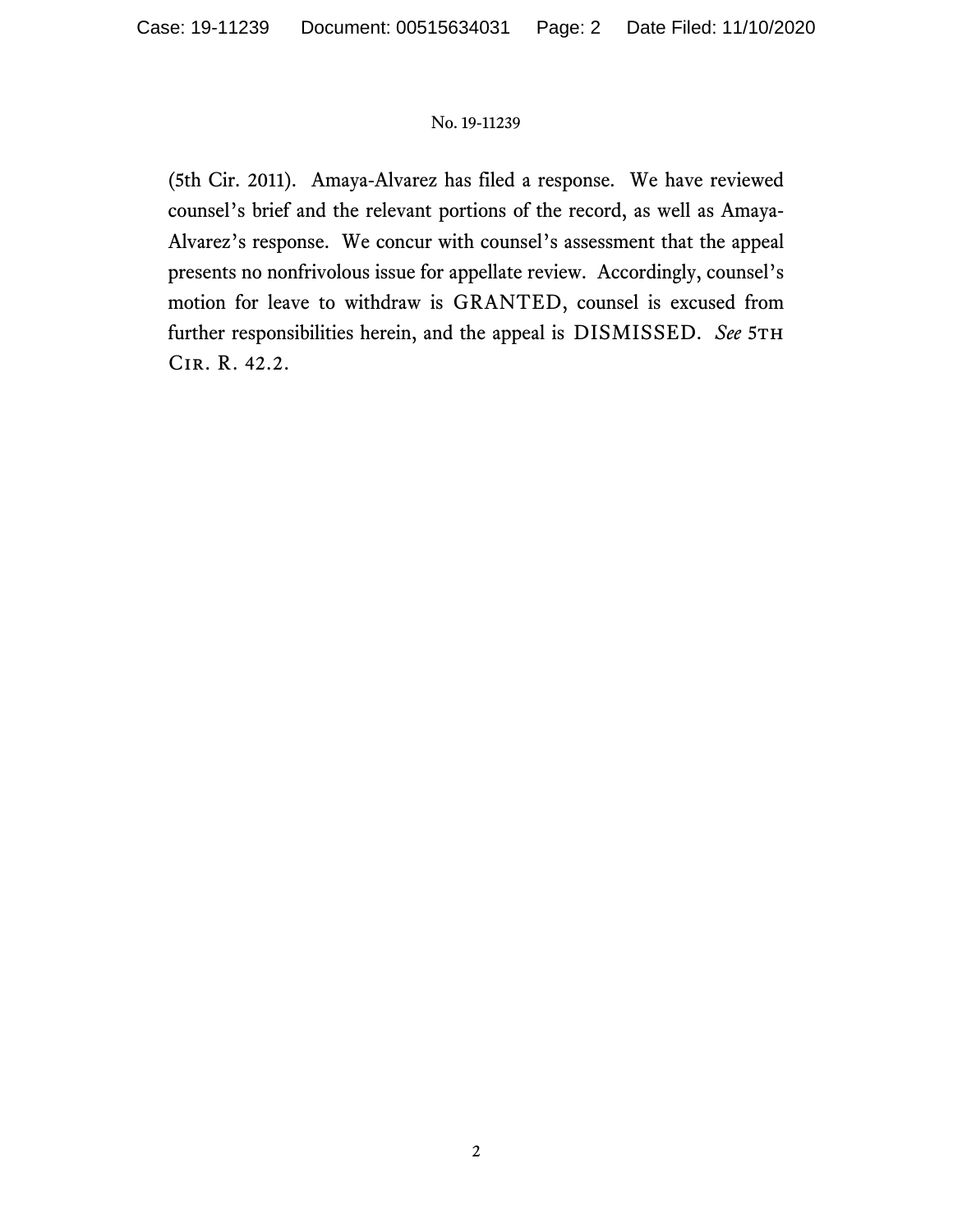(5th Cir. 2011). Amaya-Alvarez has filed a response. We have reviewed counsel's brief and the relevant portions of the record, as well as Amaya-Alvarez's response. We concur with counsel's assessment that the appeal presents no nonfrivolous issue for appellate review. Accordingly, counsel's motion for leave to withdraw is GRANTED, counsel is excused from further responsibilities herein, and the appeal is DISMISSED. *See* 5TH CIR. R. 42.2.